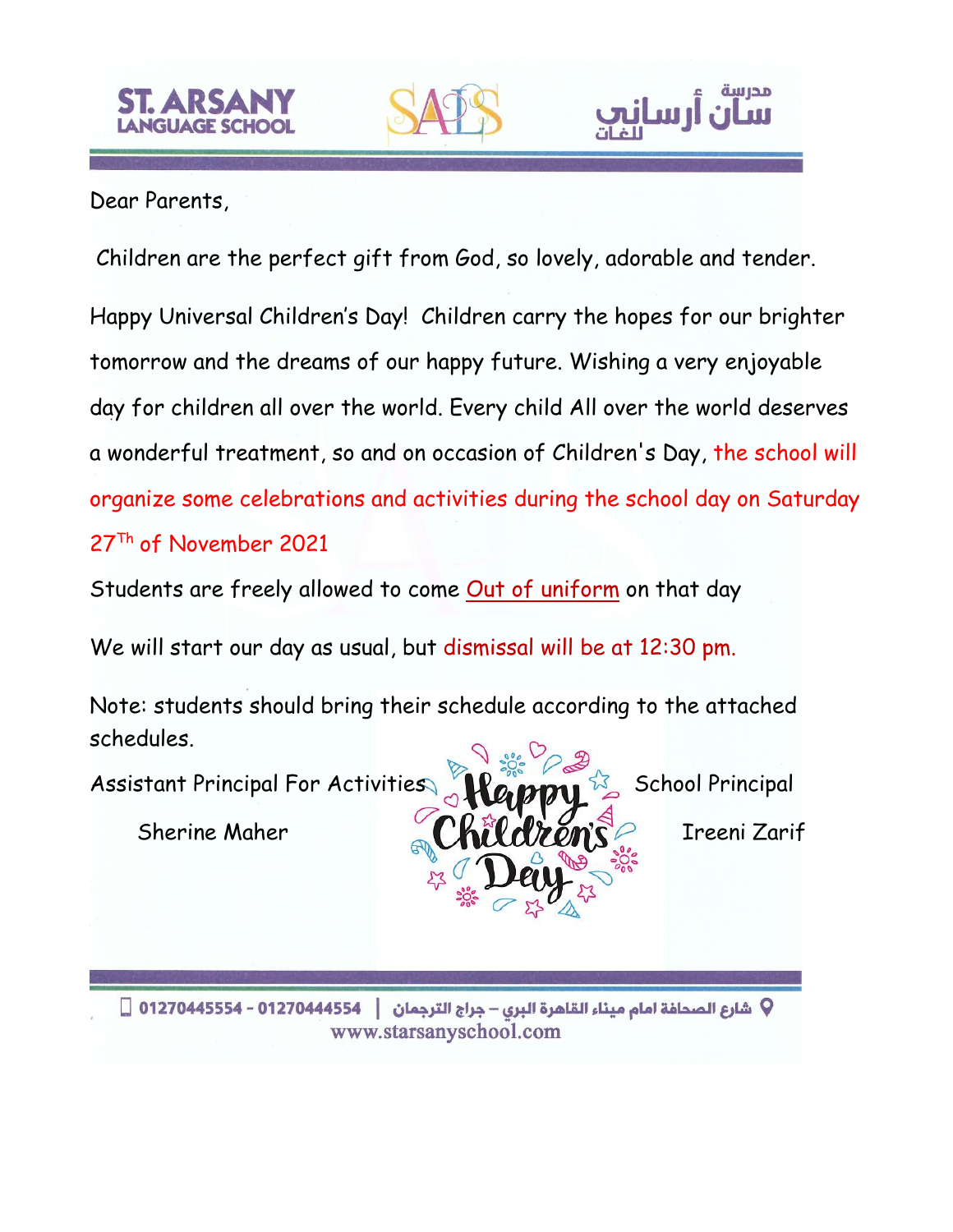ST. ARSANY LANGUAGE SCHOOL

SALS

مدرسة سان أرساني للغات

Dear Parents,

Children are the perfect gift from God, so lovely, adorable and tender.

Happy Universal Children's Day! Children carry the hopes for our brighter tomorrow and the dreams of our happy future. Wishing a very enjoyable day for children all over the world. Every child All over the world deserves a wonderful treatment, so and on occasion of Children's Day, the school will organize some celebrations and activities during the school day on Saturday 27$^{Th}$ of November 2021

Students are freely allowed to come Out of uniform on that day

We will start our day as usual, but dismissal will be at 12:30 pm.

Note: students should bring their schedule according to the attached schedules.

Happy Children's Day

| Assistant Principal For Activities | School Principal |
| --- | --- |
| Sherine Maher | Ireeni Zarif |

شارع الصحافة امام ميناء القاهرة البري – جراج الترجمان | 01270445554 - 01270444554

www.starsanyschool.com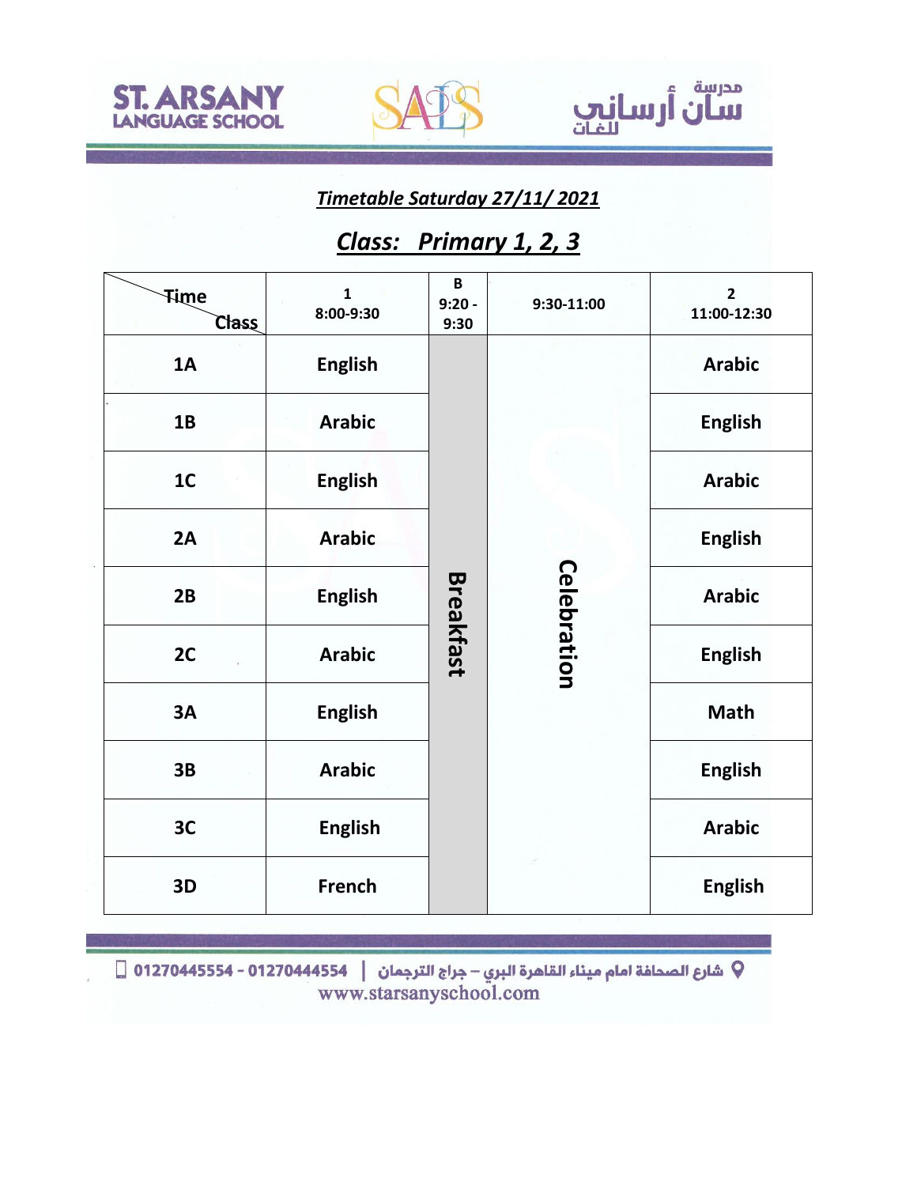## Timetable Saturday 27/11/ 2021

## Class: Primary 1, 2, 3

| Time / Class | 1<br>8:00-9:30 | B<br>9:20 - 9:30 | 9:30-11:00 | 2<br>11:00-12:30 |
|---|---|---|---|---|
| 1A | English | Breakfast | Celebration | Arabic |
| 1B | Arabic | | | English |
| 1C | English | | | Arabic |
| 2A | Arabic | | | English |
| 2B | English | | | Arabic |
| 2C | Arabic | | | English |
| 3A | English | | | Math |
| 3B | Arabic | | | English |
| 3C | English | | | Arabic |
| 3D | French | | | English |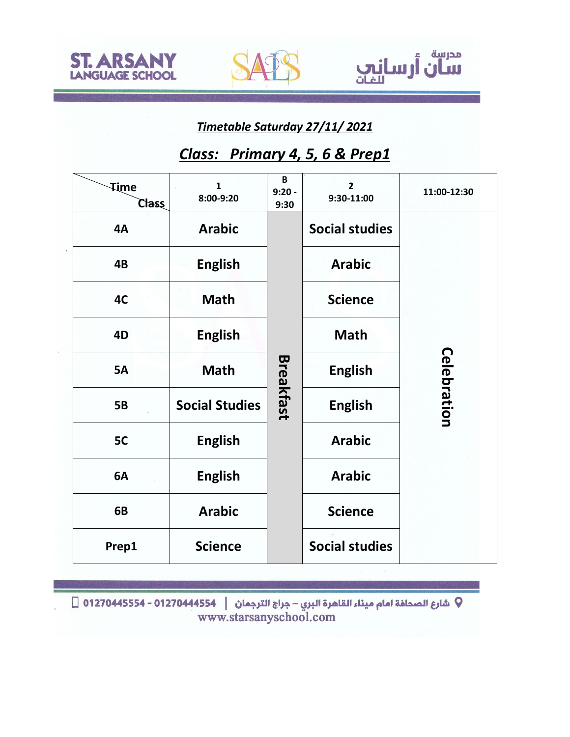**Timetable Saturday 27/11/ 2021**

## Class: Primary 4, 5, 6 & Prep1

| Time / Class | 1 8:00-9:20 | B 9:20 - 9:30 | 2 9:30-11:00 | 11:00-12:30 |
|---|---|---|---|---|
| 4A | Arabic | Breakfast | Social studies | Celebration |
| 4B | English | | Arabic | |
| 4C | Math | | Science | |
| 4D | English | | Math | |
| 5A | Math | | English | |
| 5B | Social Studies | | English | |
| 5C | English | | Arabic | |
| 6A | English | | Arabic | |
| 6B | Arabic | | Science | |
| Prep1 | Science | | Social studies | |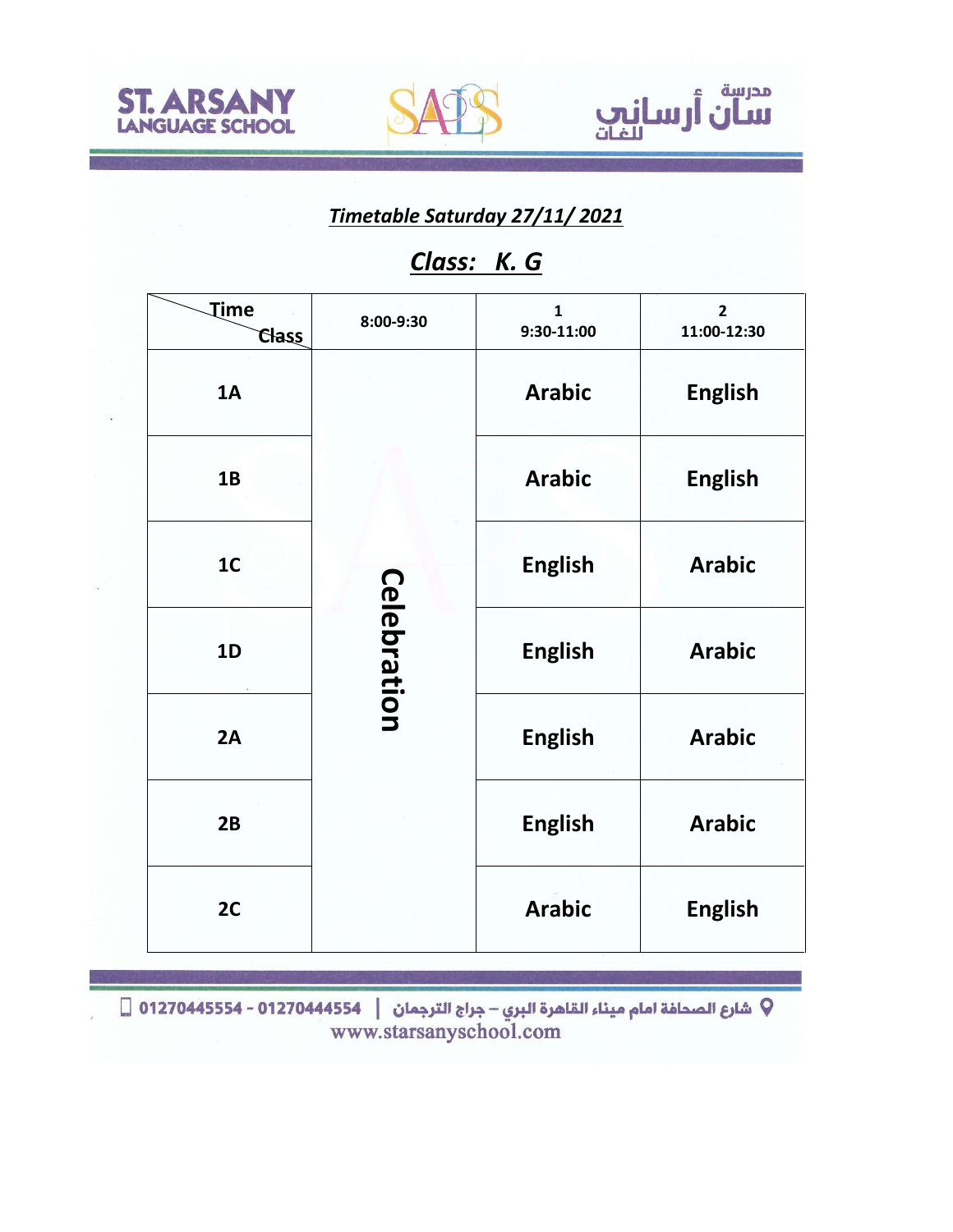ST. ARSANY LANGUAGE SCHOOL

مدرسة سان أرسانى للغات

***Timetable Saturday 27/11/ 2021***

## ***Class: K. G***

| Time / Class | 8:00-9:30 | 1<br>9:30-11:00 | 2<br>11:00-12:30 |
|---|---|---|---|
| 1A | Celebration | Arabic | English |
| 1B | | Arabic | English |
| 1C | | English | Arabic |
| 1D | | English | Arabic |
| 2A | | English | Arabic |
| 2B | | English | Arabic |
| 2C | | Arabic | English |

01270445554 - 01270444554 | شارع الصحافة امام ميناء القاهرة البري – جراج الترجمان

www.starsanyschool.com